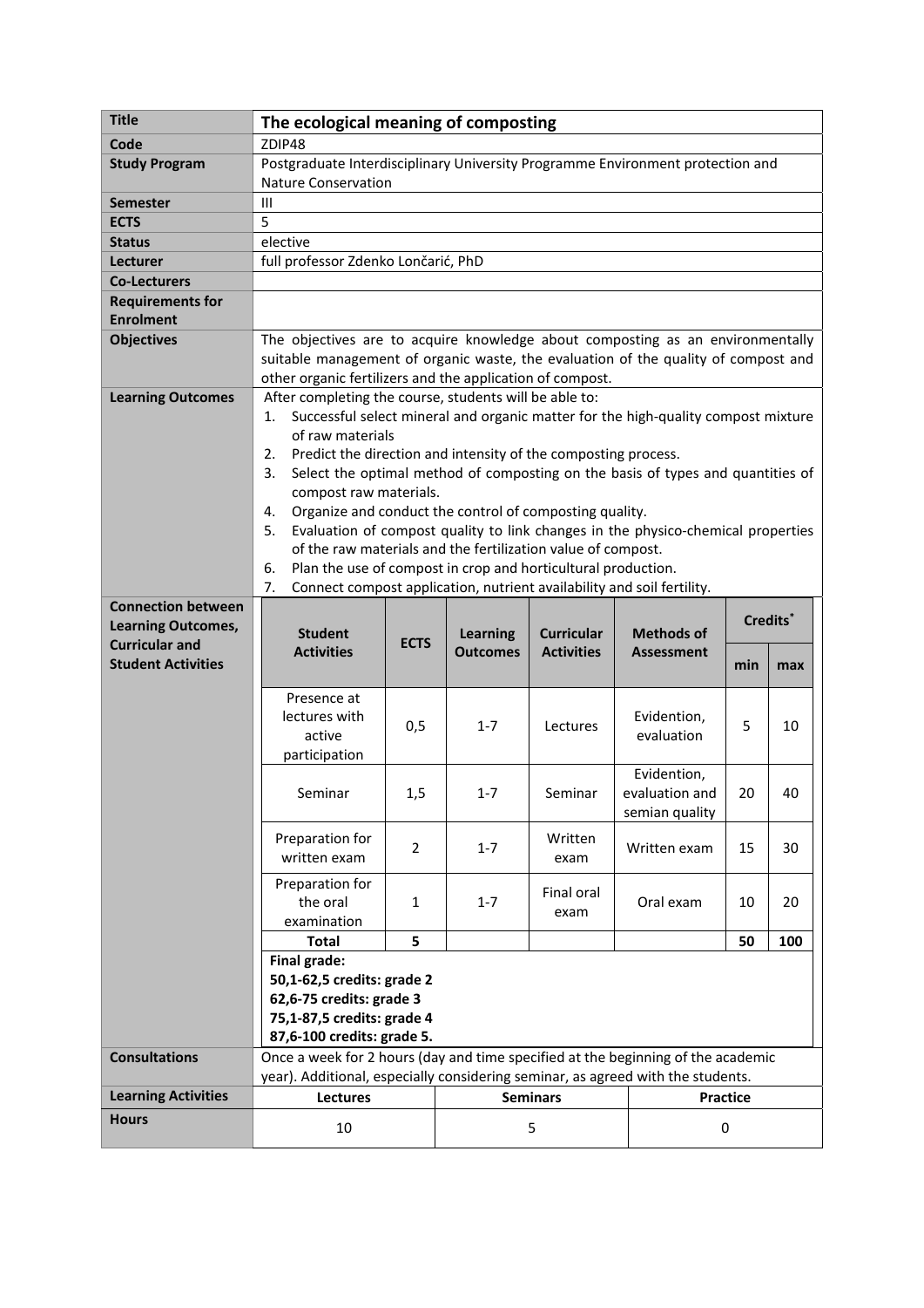| Title | The ecological meaning of composting |
|---|---|
| Code | ZDIP48 |
| Study Program | Postgraduate Interdisciplinary University Programme Environment protection and Nature Conservation |
| Semester | III |
| ECTS | 5 |
| Status | elective |
| Lecturer | full professor Zdenko Lončarić, PhD |
| Co-Lecturers | |
| Requirements for Enrolment | |
| Objectives | The objectives are to acquire knowledge about composting as an environmentally suitable management of organic waste, the evaluation of the quality of compost and other organic fertilizers and the application of compost. |
| Learning Outcomes | After completing the course, students will be able to:<br>1. Successful select mineral and organic matter for the high-quality compost mixture of raw materials<br>2. Predict the direction and intensity of the composting process.<br>3. Select the optimal method of composting on the basis of types and quantities of compost raw materials.<br>4. Organize and conduct the control of composting quality.<br>5. Evaluation of compost quality to link changes in the physico-chemical properties of the raw materials and the fertilization value of compost.<br>6. Plan the use of compost in crop and horticultural production.<br>7. Connect compost application, nutrient availability and soil fertility. |

**Connection between Learning Outcomes, Curricular and Student Activities**

| Student Activities | ECTS | Learning Outcomes | Curricular Activities | Methods of Assessment | Credits* min | Credits* max |
|---|---|---|---|---|---|---|
| Presence at lectures with active participation | 0,5 | 1-7 | Lectures | Evidention, evaluation | 5 | 10 |
| Seminar | 1,5 | 1-7 | Seminar | Evidention, evaluation and semian quality | 20 | 40 |
| Preparation for written exam | 2 | 1-7 | Written exam | Written exam | 15 | 30 |
| Preparation for the oral examination | 1 | 1-7 | Final oral exam | Oral exam | 10 | 20 |
| **Total** | **5** | | | | **50** | **100** |

**Final grade:**
**50,1-62,5 credits: grade 2**
**62,6-75 credits: grade 3**
**75,1-87,5 credits: grade 4**
**87,6-100 credits: grade 5.**

| Consultations | Once a week for 2 hours (day and time specified at the beginning of the academic year). Additional, especially considering seminar, as agreed with the students. | | |
|---|---|---|---|
| Learning Activities | **Lectures** | **Seminars** | **Practice** |
| Hours | 10 | 5 | 0 |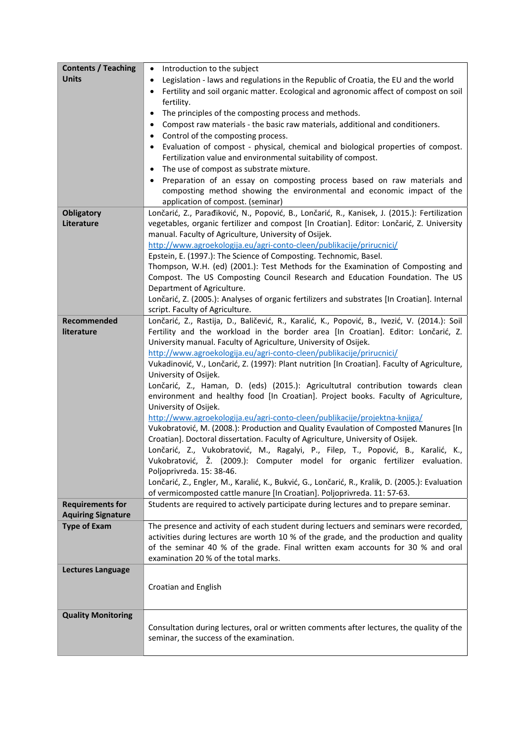| | |
|---|---|
| **Contents / Teaching Units** | • Introduction to the subject<br>• Legislation - laws and regulations in the Republic of Croatia, the EU and the world<br>• Fertility and soil organic matter. Ecological and agronomic affect of compost on soil fertility.<br>• The principles of the composting process and methods.<br>• Compost raw materials - the basic raw materials, additional and conditioners.<br>• Control of the composting process.<br>• Evaluation of compost - physical, chemical and biological properties of compost. Fertilization value and environmental suitability of compost.<br>• The use of compost as substrate mixture.<br>• Preparation of an essay on composting process based on raw materials and composting method showing the environmental and economic impact of the application of compost. (seminar) |
| **Obligatory Literature** | Lončarić, Z., Parađiković, N., Popović, B., Lončarić, R., Kanisek, J. (2015.): Fertilization vegetables, organic fertilizer and compost [In Croatian]. Editor: Lončarić, Z. University manual. Faculty of Agriculture, University of Osijek.<br>http://www.agroekologija.eu/agri-conto-cleen/publikacije/prirucnici/<br>Epstein, E. (1997.): The Science of Composting. Technomic, Basel.<br>Thompson, W.H. (ed) (2001.): Test Methods for the Examination of Composting and Compost. The US Composting Council Research and Education Foundation. The US Department of Agriculture.<br>Lončarić, Z. (2005.): Analyses of organic fertilizers and substrates [In Croatian]. Internal script. Faculty of Agriculture. |
| **Recommended literature** | Lončarić, Z., Rastija, D., Baličević, R., Karalić, K., Popović, B., Ivezić, V. (2014.): Soil Fertility and the workload in the border area [In Croatian]. Editor: Lončarić, Z. University manual. Faculty of Agriculture, University of Osijek.<br>http://www.agroekologija.eu/agri-conto-cleen/publikacije/prirucnici/<br>Vukadinović, V., Lončarić, Z. (1997): Plant nutrition [In Croatian]. Faculty of Agriculture, University of Osijek.<br>Lončarić, Z., Haman, D. (eds) (2015.): Agricultutral contribution towards clean environment and healthy food [In Croatian]. Project books. Faculty of Agriculture, University of Osijek.<br>http://www.agroekologija.eu/agri-conto-cleen/publikacije/projektna-knjiga/<br>Vukobratović, M. (2008.): Production and Quality Evaulation of Composted Manures [In Croatian]. Doctoral dissertation. Faculty of Agriculture, University of Osijek.<br>Lončarić, Z., Vukobratović, M., Ragalyi, P., Filep, T., Popović, B., Karalić, K., Vukobratović, Ž. (2009.): Computer model for organic fertilizer evaluation. Poljoprivreda. 15: 38-46.<br>Lončarić, Z., Engler, M., Karalić, K., Bukvić, G., Lončarić, R., Kralik, D. (2005.): Evaluation of vermicomposted cattle manure [In Croatian]. Poljoprivreda. 11: 57-63. |
| **Requirements for Aquiring Signature** | Students are required to actively participate during lectures and to prepare seminar. |
| **Type of Exam** | The presence and activity of each student during lectuers and seminars were recorded, activities during lectures are worth 10 % of the grade, and the production and quality of the seminar 40 % of the grade. Final written exam accounts for 30 % and oral examination 20 % of the total marks. |
| **Lectures Language** | Croatian and English |
| **Quality Monitoring** | Consultation during lectures, oral or written comments after lectures, the quality of the seminar, the success of the examination. |